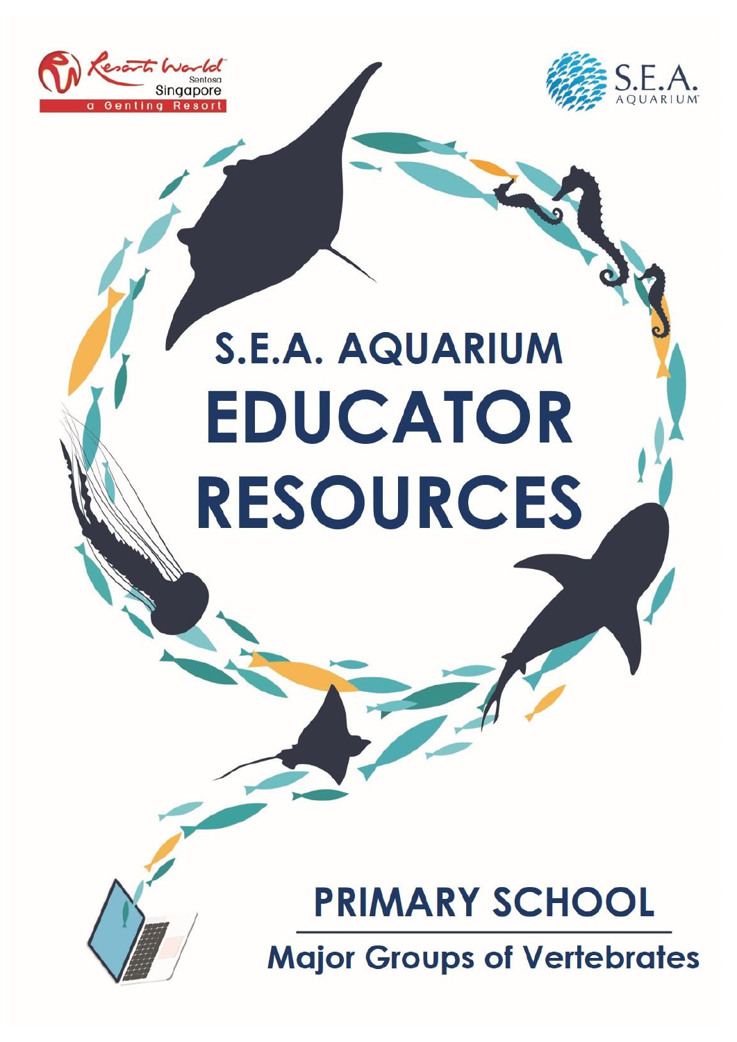Resorts World Sentosa Singapore — a Genting Resort

S.E.A. AQUARIUM

# S.E.A. AQUARIUM EDUCATOR RESOURCES

## PRIMARY SCHOOL

### Major Groups of Vertebrates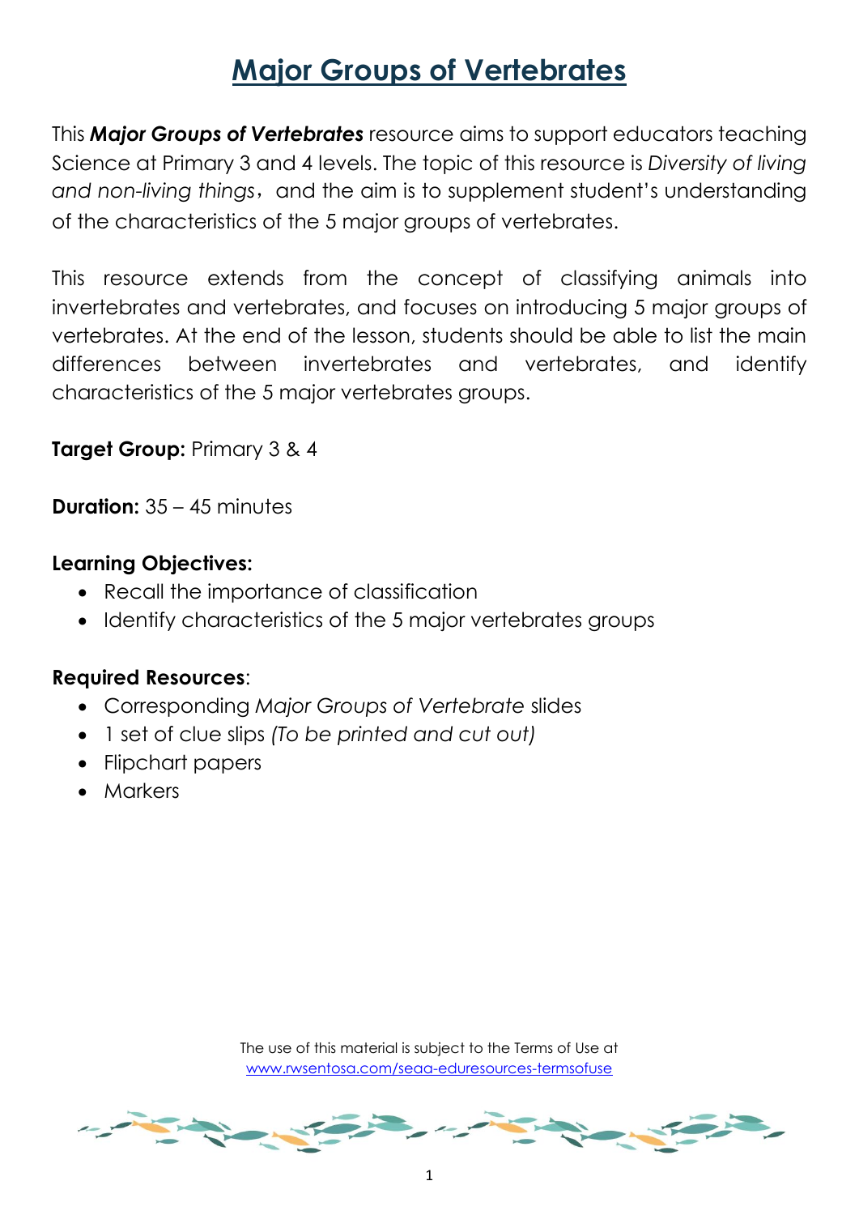# Major Groups of Vertebrates

This ***Major Groups of Vertebrates*** resource aims to support educators teaching Science at Primary 3 and 4 levels. The topic of this resource is *Diversity of living and non-living things*, and the aim is to supplement student's understanding of the characteristics of the 5 major groups of vertebrates.

This resource extends from the concept of classifying animals into invertebrates and vertebrates, and focuses on introducing 5 major groups of vertebrates. At the end of the lesson, students should be able to list the main differences between invertebrates and vertebrates, and identify characteristics of the 5 major vertebrates groups.

**Target Group:** Primary 3 & 4

**Duration:** 35 – 45 minutes

**Learning Objectives:**

- Recall the importance of classification
- Identify characteristics of the 5 major vertebrates groups

**Required Resources**:

- Corresponding *Major Groups of Vertebrate* slides
- 1 set of clue slips *(To be printed and cut out)*
- Flipchart papers
- Markers

The use of this material is subject to the Terms of Use at www.rwsentosa.com/seaa-eduresources-termsofuse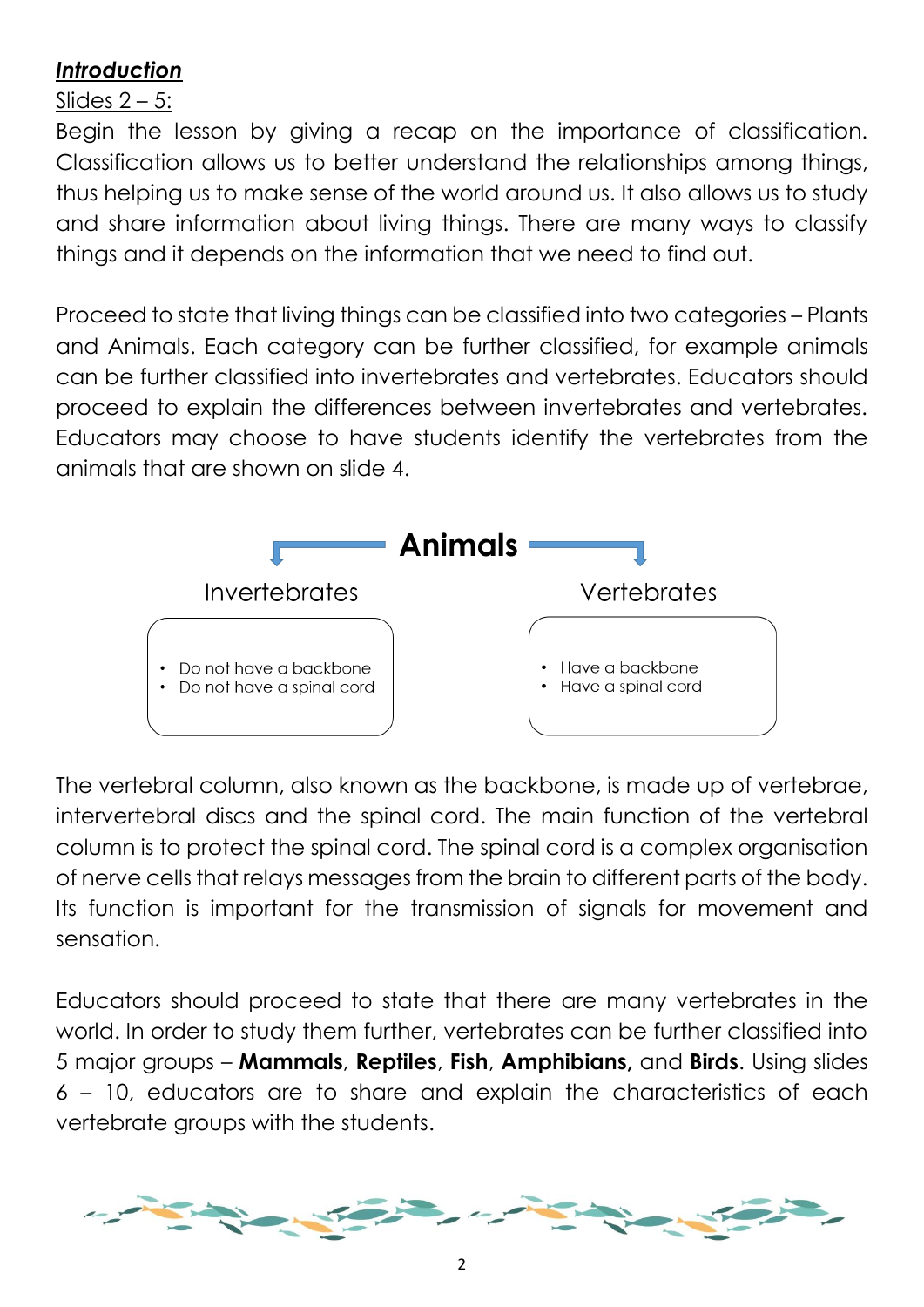## ***Introduction***

Slides 2 – 5:

Begin the lesson by giving a recap on the importance of classification. Classification allows us to better understand the relationships among things, thus helping us to make sense of the world around us. It also allows us to study and share information about living things. There are many ways to classify things and it depends on the information that we need to find out.

Proceed to state that living things can be classified into two categories – Plants and Animals. Each category can be further classified, for example animals can be further classified into invertebrates and vertebrates. Educators should proceed to explain the differences between invertebrates and vertebrates. Educators may choose to have students identify the vertebrates from the animals that are shown on slide 4.

**Animals**

Invertebrates

- Do not have a backbone
- Do not have a spinal cord

Vertebrates

- Have a backbone
- Have a spinal cord

The vertebral column, also known as the backbone, is made up of vertebrae, intervertebral discs and the spinal cord. The main function of the vertebral column is to protect the spinal cord. The spinal cord is a complex organisation of nerve cells that relays messages from the brain to different parts of the body. Its function is important for the transmission of signals for movement and sensation.

Educators should proceed to state that there are many vertebrates in the world. In order to study them further, vertebrates can be further classified into 5 major groups – **Mammals**, **Reptiles**, **Fish**, **Amphibians,** and **Birds**. Using slides 6 – 10, educators are to share and explain the characteristics of each vertebrate groups with the students.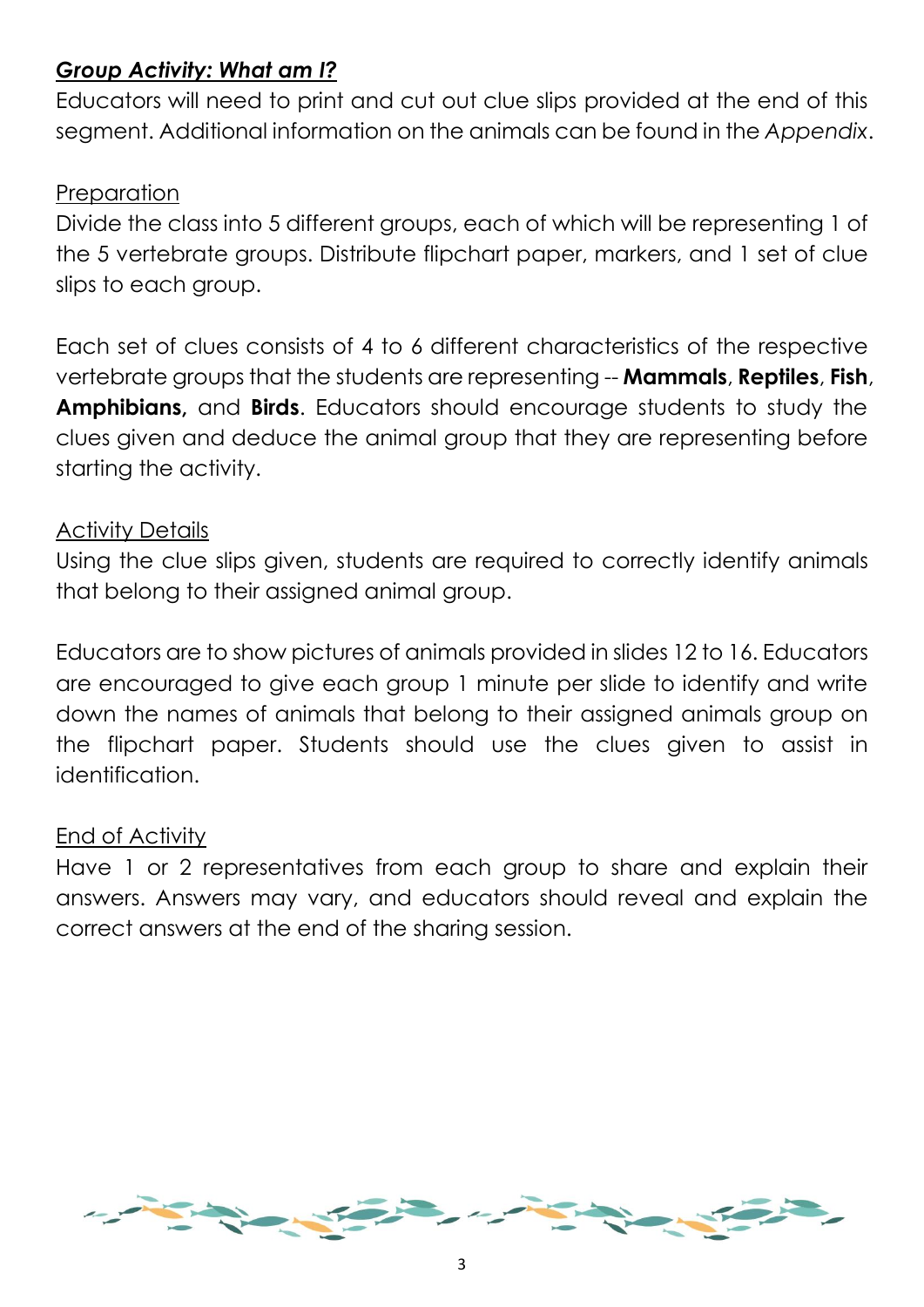***Group Activity: What am I?***

Educators will need to print and cut out clue slips provided at the end of this segment. Additional information on the animals can be found in the *Appendix*.

Preparation

Divide the class into 5 different groups, each of which will be representing 1 of the 5 vertebrate groups. Distribute flipchart paper, markers, and 1 set of clue slips to each group.

Each set of clues consists of 4 to 6 different characteristics of the respective vertebrate groups that the students are representing -- **Mammals**, **Reptiles**, **Fish**, **Amphibians,** and **Birds**. Educators should encourage students to study the clues given and deduce the animal group that they are representing before starting the activity.

Activity Details

Using the clue slips given, students are required to correctly identify animals that belong to their assigned animal group.

Educators are to show pictures of animals provided in slides 12 to 16. Educators are encouraged to give each group 1 minute per slide to identify and write down the names of animals that belong to their assigned animals group on the flipchart paper. Students should use the clues given to assist in identification.

End of Activity

Have 1 or 2 representatives from each group to share and explain their answers. Answers may vary, and educators should reveal and explain the correct answers at the end of the sharing session.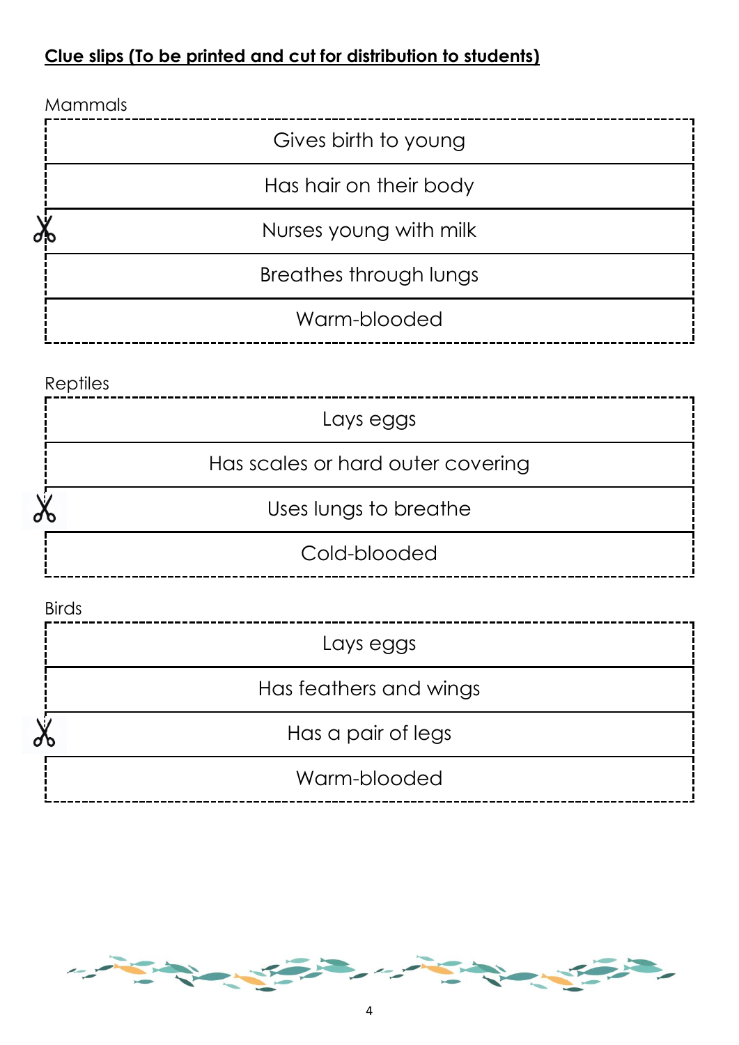**Clue slips (To be printed and cut for distribution to students)**

Mammals

| |
|---|
| Gives birth to young |
| Has hair on their body |
| Nurses young with milk |
| Breathes through lungs |
| Warm-blooded |

Reptiles

| |
|---|
| Lays eggs |
| Has scales or hard outer covering |
| Uses lungs to breathe |
| Cold-blooded |

Birds

| |
|---|
| Lays eggs |
| Has feathers and wings |
| Has a pair of legs |
| Warm-blooded |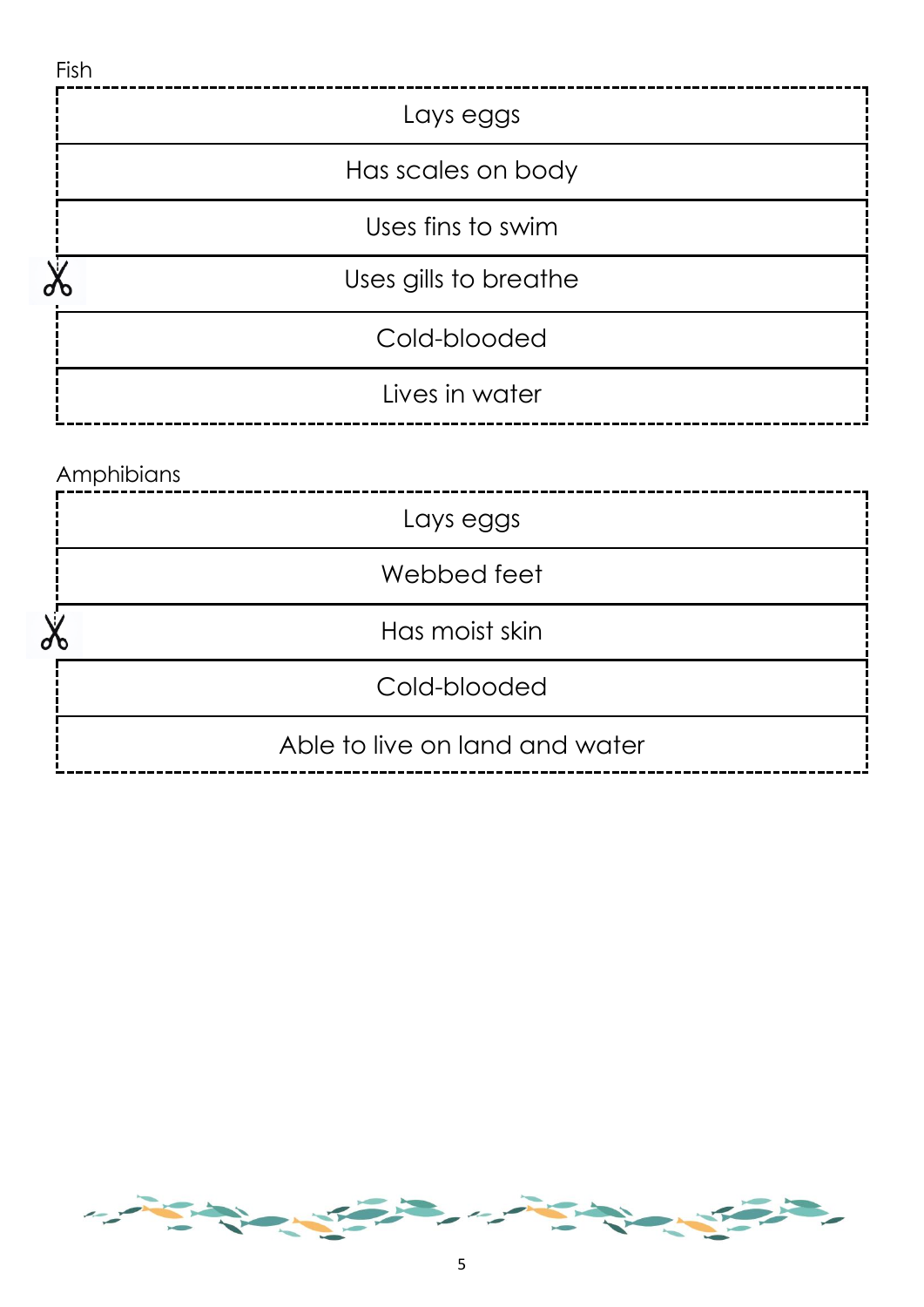Fish

| |
|---|
| Lays eggs |
| Has scales on body |
| Uses fins to swim |
| Uses gills to breathe |
| Cold-blooded |
| Lives in water |

Amphibians

| |
|---|
| Lays eggs |
| Webbed feet |
| Has moist skin |
| Cold-blooded |
| Able to live on land and water |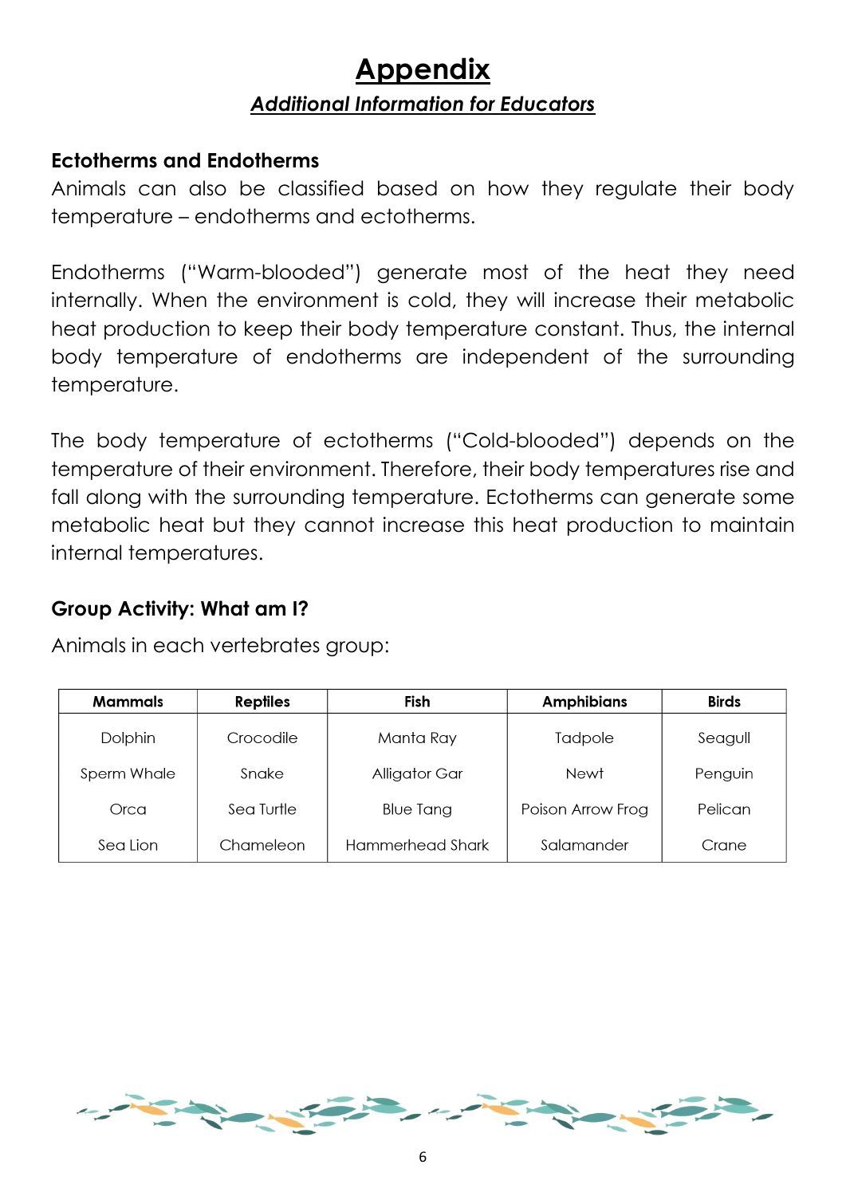# Appendix

## *Additional Information for Educators*

### Ectotherms and Endotherms

Animals can also be classified based on how they regulate their body temperature – endotherms and ectotherms.

Endotherms ("Warm-blooded") generate most of the heat they need internally. When the environment is cold, they will increase their metabolic heat production to keep their body temperature constant. Thus, the internal body temperature of endotherms are independent of the surrounding temperature.

The body temperature of ectotherms ("Cold-blooded") depends on the temperature of their environment. Therefore, their body temperatures rise and fall along with the surrounding temperature. Ectotherms can generate some metabolic heat but they cannot increase this heat production to maintain internal temperatures.

### Group Activity: What am I?

Animals in each vertebrates group:

| Mammals | Reptiles | Fish | Amphibians | Birds |
|---|---|---|---|---|
| Dolphin | Crocodile | Manta Ray | Tadpole | Seagull |
| Sperm Whale | Snake | Alligator Gar | Newt | Penguin |
| Orca | Sea Turtle | Blue Tang | Poison Arrow Frog | Pelican |
| Sea Lion | Chameleon | Hammerhead Shark | Salamander | Crane |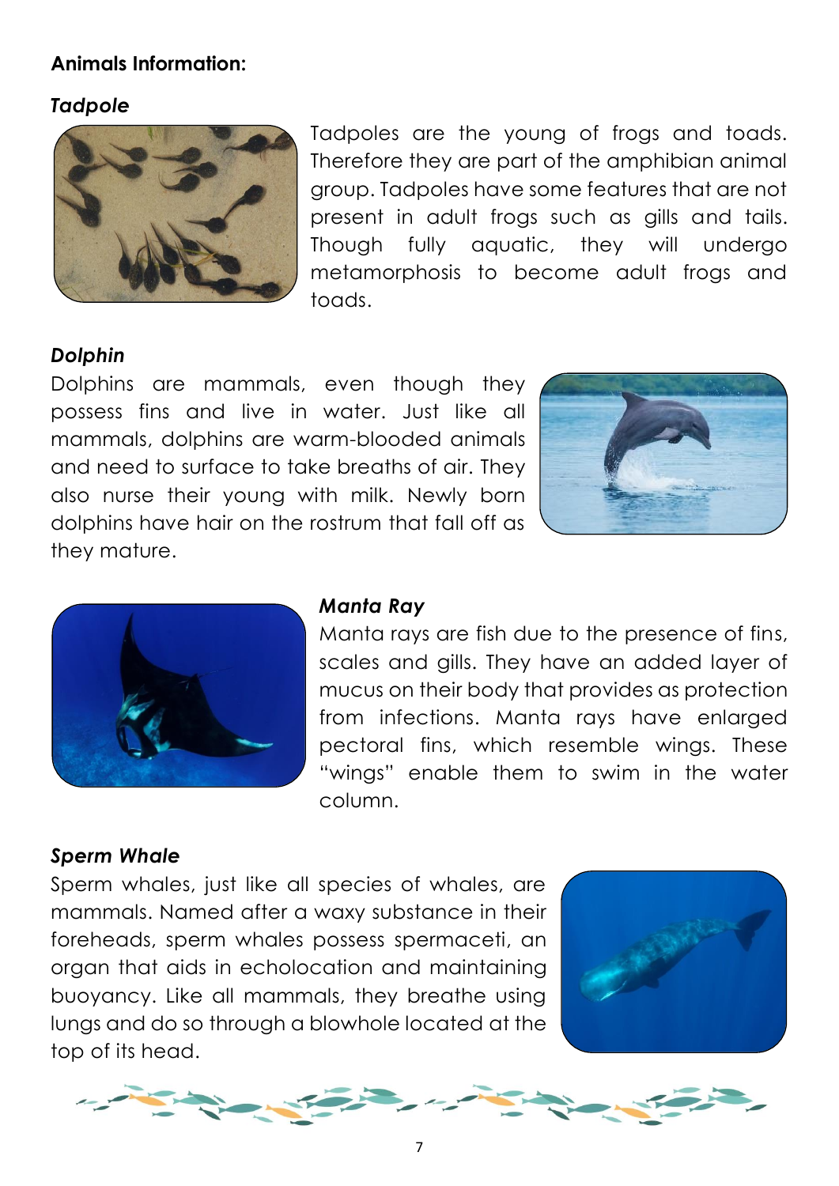**Animals Information:**

***Tadpole***

Tadpoles are the young of frogs and toads. Therefore they are part of the amphibian animal group. Tadpoles have some features that are not present in adult frogs such as gills and tails. Though fully aquatic, they will undergo metamorphosis to become adult frogs and toads.

***Dolphin***

Dolphins are mammals, even though they possess fins and live in water. Just like all mammals, dolphins are warm-blooded animals and need to surface to take breaths of air. They also nurse their young with milk. Newly born dolphins have hair on the rostrum that fall off as they mature.

***Manta Ray***

Manta rays are fish due to the presence of fins, scales and gills. They have an added layer of mucus on their body that provides as protection from infections. Manta rays have enlarged pectoral fins, which resemble wings. These "wings" enable them to swim in the water column.

***Sperm Whale***

Sperm whales, just like all species of whales, are mammals. Named after a waxy substance in their foreheads, sperm whales possess spermaceti, an organ that aids in echolocation and maintaining buoyancy. Like all mammals, they breathe using lungs and do so through a blowhole located at the top of its head.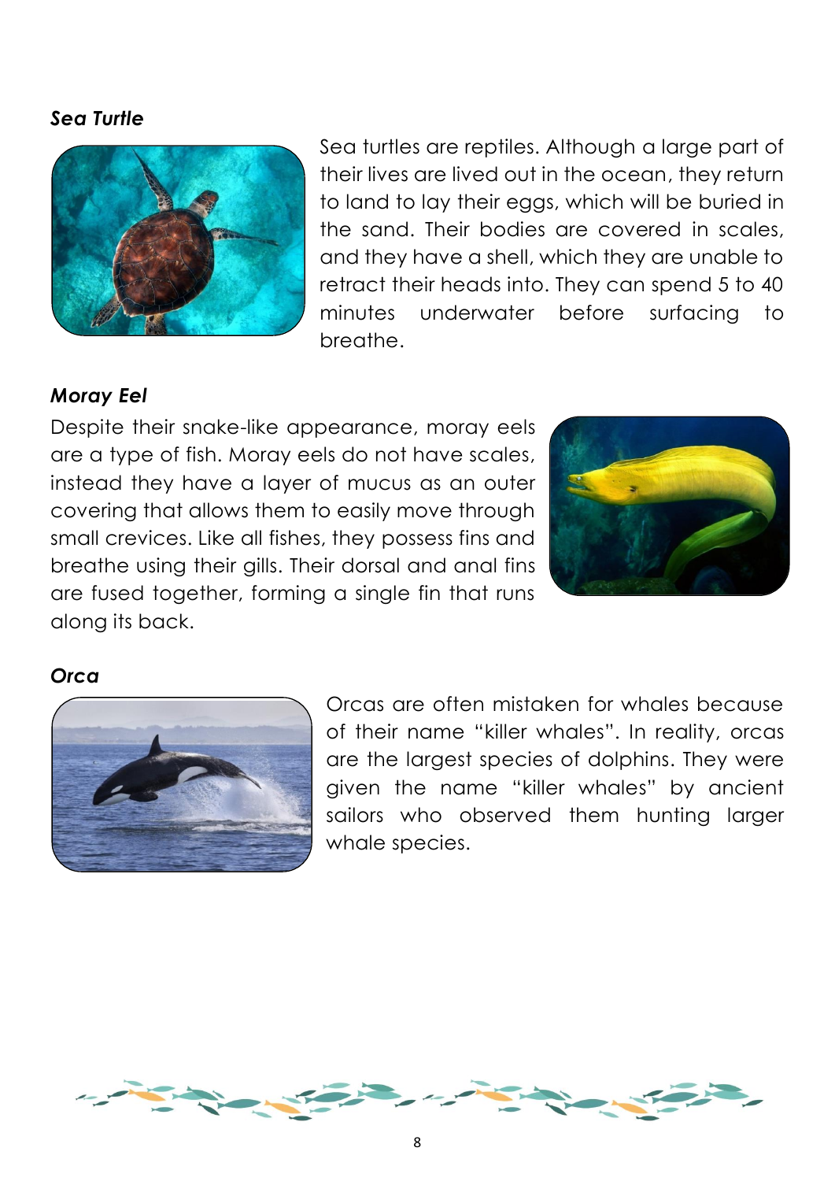***Sea Turtle***

Sea turtles are reptiles. Although a large part of their lives are lived out in the ocean, they return to land to lay their eggs, which will be buried in the sand. Their bodies are covered in scales, and they have a shell, which they are unable to retract their heads into. They can spend 5 to 40 minutes underwater before surfacing to breathe.

***Moray Eel***

Despite their snake-like appearance, moray eels are a type of fish. Moray eels do not have scales, instead they have a layer of mucus as an outer covering that allows them to easily move through small crevices. Like all fishes, they possess fins and breathe using their gills. Their dorsal and anal fins are fused together, forming a single fin that runs along its back.

***Orca***

Orcas are often mistaken for whales because of their name "killer whales". In reality, orcas are the largest species of dolphins. They were given the name "killer whales" by ancient sailors who observed them hunting larger whale species.